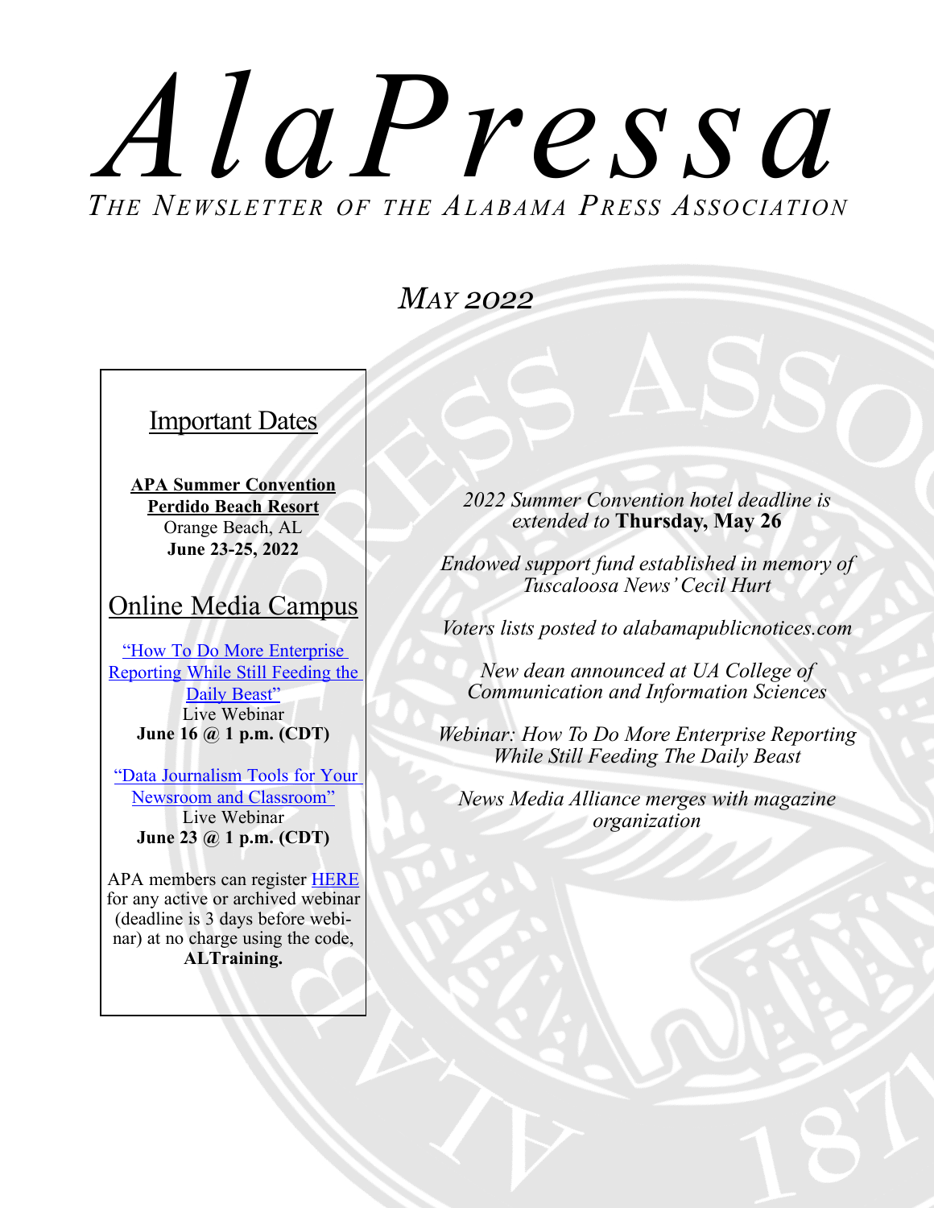# *AlaPressa*

*THE NEWSLETTER OF THE ALABAMA PRESS ASSOCIATION*

## *MAY 2022*

### Important Dates

**APA Summer Convention**
**Perdido Beach Resort**
Orange Beach, AL
**June 23-25, 2022**

### Online Media Campus

"How To Do More Enterprise Reporting While Still Feeding the Daily Beast"
Live Webinar
**June 16 @ 1 p.m. (CDT)**

"Data Journalism Tools for Your Newsroom and Classroom"
Live Webinar
**June 23 @ 1 p.m. (CDT)**

APA members can register HERE for any active or archived webinar (deadline is 3 days before webinar) at no charge using the code, **ALTraining.**

*2022 Summer Convention hotel deadline is extended to* **Thursday, May 26**

*Endowed support fund established in memory of Tuscaloosa News' Cecil Hurt*

*Voters lists posted to alabamapublicnotices.com*

*New dean announced at UA College of Communication and Information Sciences*

*Webinar: How To Do More Enterprise Reporting While Still Feeding The Daily Beast*

*News Media Alliance merges with magazine organization*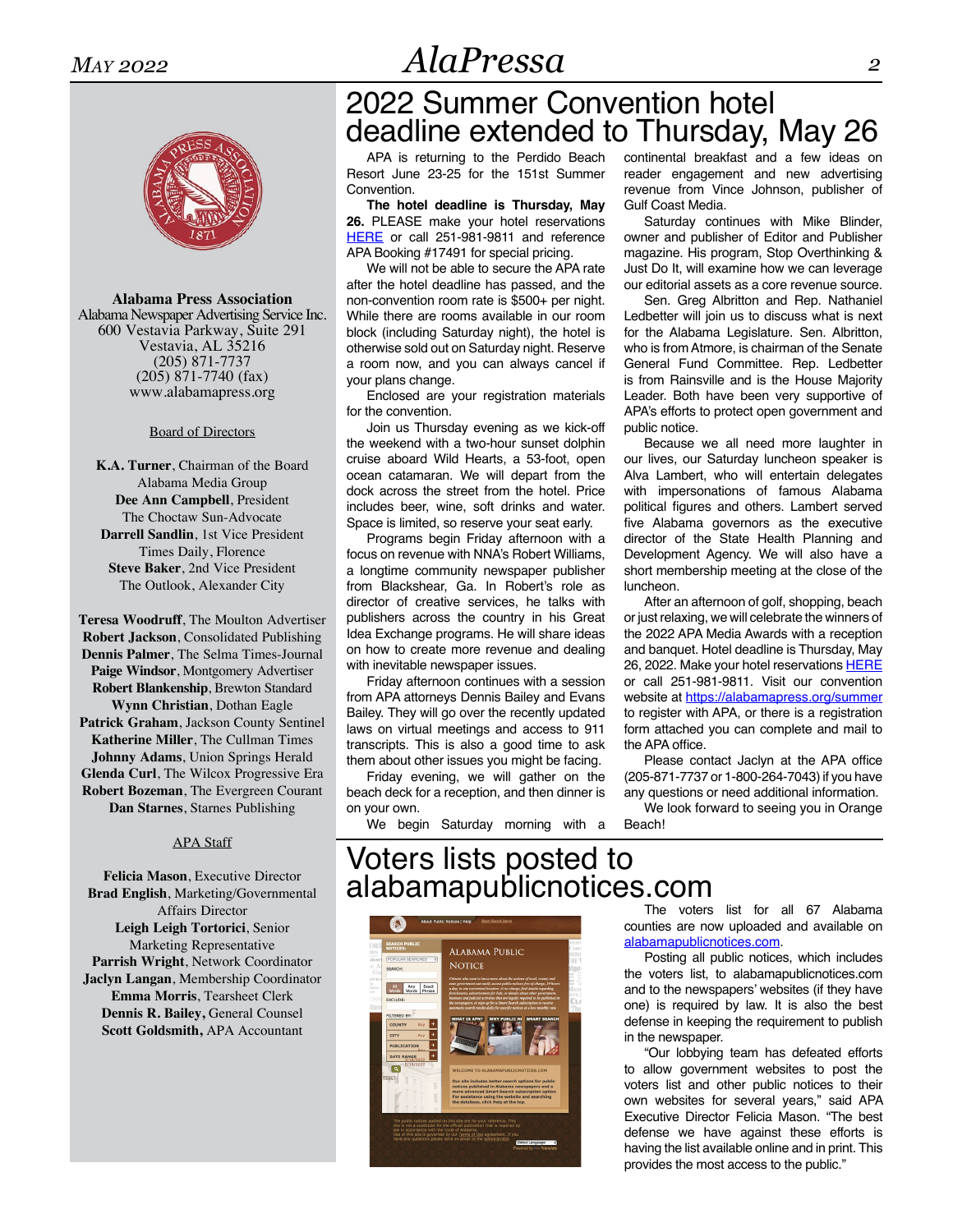Alabama Press Association
Alabama Newspaper Advertising Service Inc.
600 Vestavia Parkway, Suite 291
Vestavia, AL 35216
(205) 871-7737
(205) 871-7740 (fax)
www.alabamapress.org

Board of Directors

**K.A. Turner**, Chairman of the Board
Alabama Media Group
**Dee Ann Campbell**, President
The Choctaw Sun-Advocate
**Darrell Sandlin**, 1st Vice President
Times Daily, Florence
**Steve Baker**, 2nd Vice President
The Outlook, Alexander City

**Teresa Woodruff**, The Moulton Advertiser
**Robert Jackson**, Consolidated Publishing
**Dennis Palmer**, The Selma Times-Journal
**Paige Windsor**, Montgomery Advertiser
**Robert Blankenship**, Brewton Standard
**Wynn Christian**, Dothan Eagle
**Patrick Graham**, Jackson County Sentinel
**Katherine Miller**, The Cullman Times
**Johnny Adams**, Union Springs Herald
**Glenda Curl**, The Wilcox Progressive Era
**Robert Bozeman**, The Evergreen Courant
**Dan Starnes**, Starnes Publishing

APA Staff

**Felicia Mason**, Executive Director
**Brad English**, Marketing/Governmental Affairs Director
**Leigh Leigh Tortorici**, Senior Marketing Representative
**Parrish Wright**, Network Coordinator
**Jaclyn Langan**, Membership Coordinator
**Emma Morris**, Tearsheet Clerk
**Dennis R. Bailey**, General Counsel
**Scott Goldsmith**, APA Accountant

# 2022 Summer Convention hotel deadline extended to Thursday, May 26

APA is returning to the Perdido Beach Resort June 23-25 for the 151st Summer Convention.

**The hotel deadline is Thursday, May 26.** PLEASE make your hotel reservations HERE or call 251-981-9811 and reference APA Booking #17491 for special pricing.

We will not be able to secure the APA rate after the hotel deadline has passed, and the non-convention room rate is $500+ per night. While there are rooms available in our room block (including Saturday night), the hotel is otherwise sold out on Saturday night. Reserve a room now, and you can always cancel if your plans change.

Enclosed are your registration materials for the convention.

Join us Thursday evening as we kick-off the weekend with a two-hour sunset dolphin cruise aboard Wild Hearts, a 53-foot, open ocean catamaran. We will depart from the dock across the street from the hotel. Price includes beer, wine, soft drinks and water. Space is limited, so reserve your seat early.

Programs begin Friday afternoon with a focus on revenue with NNA's Robert Williams, a longtime community newspaper publisher from Blackshear, Ga. In Robert's role as director of creative services, he talks with publishers across the country in his Great Idea Exchange programs. He will share ideas on how to create more revenue and dealing with inevitable newspaper issues.

Friday afternoon continues with a session from APA attorneys Dennis Bailey and Evans Bailey. They will go over the recently updated laws on virtual meetings and access to 911 transcripts. This is also a good time to ask them about other issues you might be facing.

Friday evening, we will gather on the beach deck for a reception, and then dinner is on your own.

We begin Saturday morning with a continental breakfast and a few ideas on reader engagement and new advertising revenue from Vince Johnson, publisher of Gulf Coast Media.

Saturday continues with Mike Blinder, owner and publisher of Editor and Publisher magazine. His program, Stop Overthinking & Just Do It, will examine how we can leverage our editorial assets as a core revenue source.

Sen. Greg Albritton and Rep. Nathaniel Ledbetter will join us to discuss what is next for the Alabama Legislature. Sen. Albritton, who is from Atmore, is chairman of the Senate General Fund Committee. Rep. Ledbetter is from Rainsville and is the House Majority Leader. Both have been very supportive of APA's efforts to protect open government and public notice.

Because we all need more laughter in our lives, our Saturday luncheon speaker is Alva Lambert, who will entertain delegates with impersonations of famous Alabama political figures and others. Lambert served five Alabama governors as the executive director of the State Health Planning and Development Agency. We will also have a short membership meeting at the close of the luncheon.

After an afternoon of golf, shopping, beach or just relaxing, we will celebrate the winners of the 2022 APA Media Awards with a reception and banquet. Hotel deadline is Thursday, May 26, 2022. Make your hotel reservations HERE or call 251-981-9811. Visit our convention website at https://alabamapress.org/summer to register with APA, or there is a registration form attached you can complete and mail to the APA office.

Please contact Jaclyn at the APA office (205-871-7737 or 1-800-264-7043) if you have any questions or need additional information.

We look forward to seeing you in Orange Beach!

# Voters lists posted to alabamapublicnotices.com

The voters list for all 67 Alabama counties are now uploaded and available on alabamapublicnotices.com.

Posting all public notices, which includes the voters list, to alabamapublicnotices.com and to the newspapers' websites (if they have one) is required by law. It is also the best defense in keeping the requirement to publish in the newspaper.

"Our lobbying team has defeated efforts to allow government websites to post the voters list and other public notices to their own websites for several years," said APA Executive Director Felicia Mason. "The best defense we have against these efforts is having the list available online and in print. This provides the most access to the public."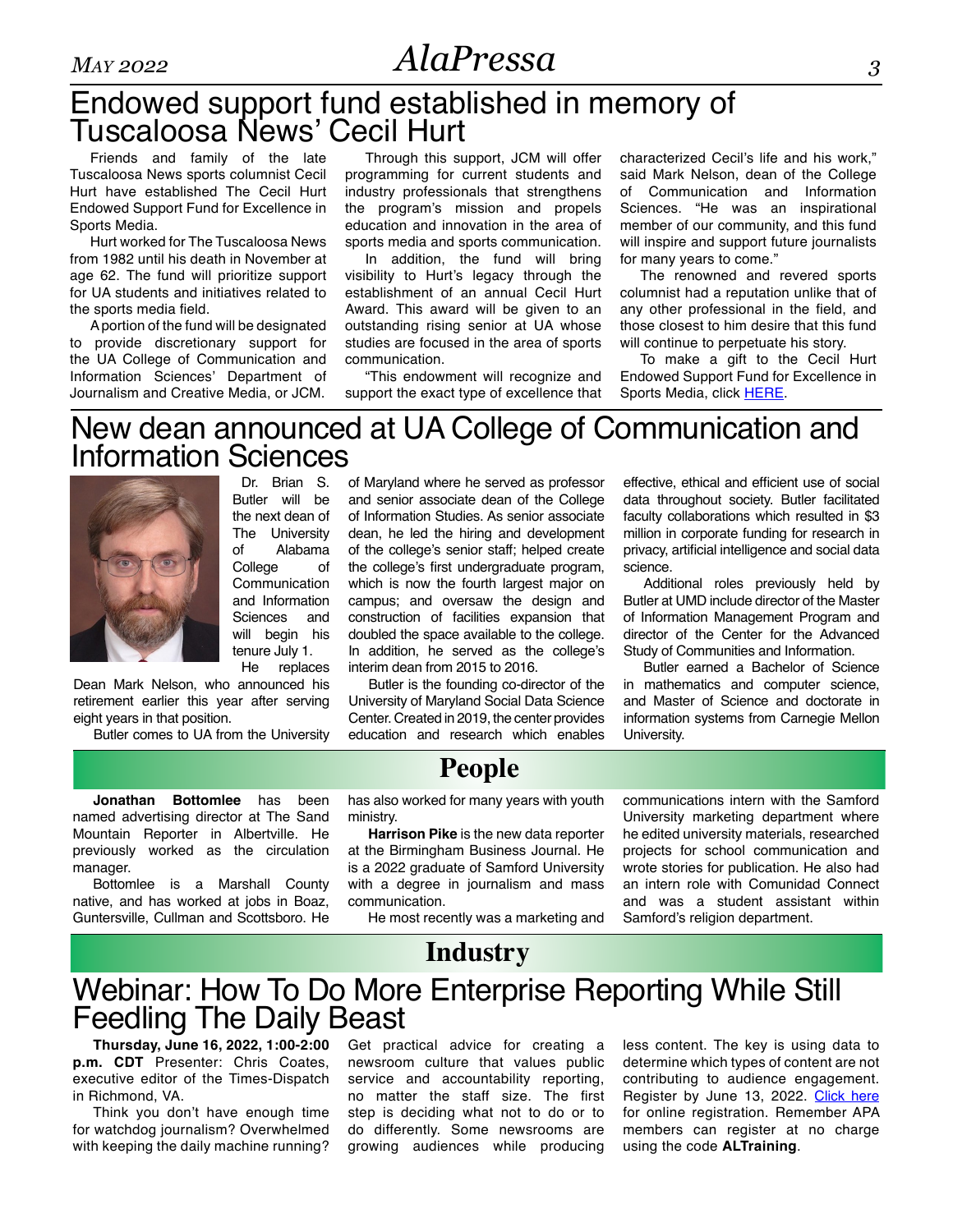# Endowed support fund established in memory of Tuscaloosa News' Cecil Hurt

Friends and family of the late Tuscaloosa News sports columnist Cecil Hurt have established The Cecil Hurt Endowed Support Fund for Excellence in Sports Media.

Hurt worked for The Tuscaloosa News from 1982 until his death in November at age 62. The fund will prioritize support for UA students and initiatives related to the sports media field.

A portion of the fund will be designated to provide discretionary support for the UA College of Communication and Information Sciences' Department of Journalism and Creative Media, or JCM.

Through this support, JCM will offer programming for current students and industry professionals that strengthens the program's mission and propels education and innovation in the area of sports media and sports communication.

In addition, the fund will bring visibility to Hurt's legacy through the establishment of an annual Cecil Hurt Award. This award will be given to an outstanding rising senior at UA whose studies are focused in the area of sports communication.

"This endowment will recognize and support the exact type of excellence that characterized Cecil's life and his work," said Mark Nelson, dean of the College of Communication and Information Sciences. "He was an inspirational member of our community, and this fund will inspire and support future journalists for many years to come."

The renowned and revered sports columnist had a reputation unlike that of any other professional in the field, and those closest to him desire that this fund will continue to perpetuate his story.

To make a gift to the Cecil Hurt Endowed Support Fund for Excellence in Sports Media, click [HERE].

# New dean announced at UA College of Communication and Information Sciences

Dr. Brian S. Butler will be the next dean of The University of Alabama College of Communication and Information Sciences and will begin his tenure July 1.

He replaces Dean Mark Nelson, who announced his retirement earlier this year after serving eight years in that position.

Butler comes to UA from the University of Maryland where he served as professor and senior associate dean of the College of Information Studies. As senior associate dean, he led the hiring and development of the college's senior staff; helped create the college's first undergraduate program, which is now the fourth largest major on campus; and oversaw the design and construction of facilities expansion that doubled the space available to the college. In addition, he served as the college's interim dean from 2015 to 2016.

Butler is the founding co-director of the University of Maryland Social Data Science Center. Created in 2019, the center provides education and research which enables effective, ethical and efficient use of social data throughout society. Butler facilitated faculty collaborations which resulted in $3 million in corporate funding for research in privacy, artificial intelligence and social data science.

Additional roles previously held by Butler at UMD include director of the Master of Information Management Program and director of the Center for the Advanced Study of Communities and Information.

Butler earned a Bachelor of Science in mathematics and computer science, and Master of Science and doctorate in information systems from Carnegie Mellon University.

# People

**Jonathan Bottomlee** has been named advertising director at The Sand Mountain Reporter in Albertville. He previously worked as the circulation manager.

Bottomlee is a Marshall County native, and has worked at jobs in Boaz, Guntersville, Cullman and Scottsboro. He has also worked for many years with youth ministry.

**Harrison Pike** is the new data reporter at the Birmingham Business Journal. He is a 2022 graduate of Samford University with a degree in journalism and mass communication.

He most recently was a marketing and communications intern with the Samford University marketing department where he edited university materials, researched projects for school communication and wrote stories for publication. He also had an intern role with Comunidad Connect and was a student assistant within Samford's religion department.

# Industry

## Webinar: How To Do More Enterprise Reporting While Still Feedling The Daily Beast

**Thursday, June 16, 2022, 1:00-2:00 p.m. CDT** Presenter: Chris Coates, executive editor of the Times-Dispatch in Richmond, VA.

Think you don't have enough time for watchdog journalism? Overwhelmed with keeping the daily machine running? Get practical advice for creating a newsroom culture that values public service and accountability reporting, no matter the staff size. The first step is deciding what not to do or to do differently. Some newsrooms are growing audiences while producing less content. The key is using data to determine which types of content are not contributing to audience engagement. Register by June 13, 2022. [Click here] for online registration. Remember APA members can register at no charge using the code **ALTraining**.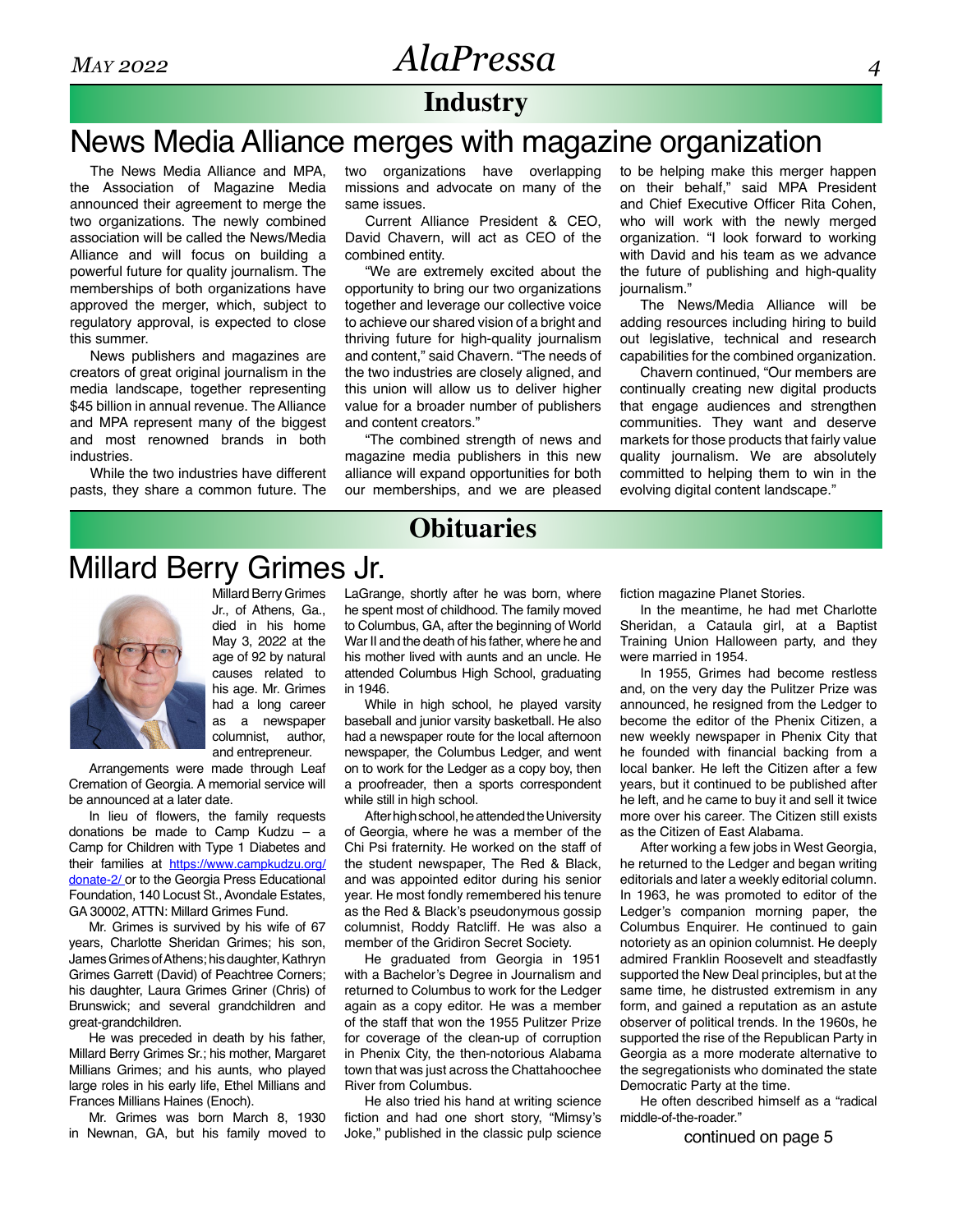## Industry

# News Media Alliance merges with magazine organization

The News Media Alliance and MPA, the Association of Magazine Media announced their agreement to merge the two organizations. The newly combined association will be called the News/Media Alliance and will focus on building a powerful future for quality journalism. The memberships of both organizations have approved the merger, which, subject to regulatory approval, is expected to close this summer.

News publishers and magazines are creators of great original journalism in the media landscape, together representing $45 billion in annual revenue. The Alliance and MPA represent many of the biggest and most renowned brands in both industries.

While the two industries have different pasts, they share a common future. The two organizations have overlapping missions and advocate on many of the same issues.

Current Alliance President & CEO, David Chavern, will act as CEO of the combined entity.

"We are extremely excited about the opportunity to bring our two organizations together and leverage our collective voice to achieve our shared vision of a bright and thriving future for high-quality journalism and content," said Chavern. "The needs of the two industries are closely aligned, and this union will allow us to deliver higher value for a broader number of publishers and content creators."

"The combined strength of news and magazine media publishers in this new alliance will expand opportunities for both our memberships, and we are pleased to be helping make this merger happen on their behalf," said MPA President and Chief Executive Officer Rita Cohen, who will work with the newly merged organization. "I look forward to working with David and his team as we advance the future of publishing and high-quality journalism."

The News/Media Alliance will be adding resources including hiring to build out legislative, technical and research capabilities for the combined organization.

Chavern continued, "Our members are continually creating new digital products that engage audiences and strengthen communities. They want and deserve markets for those products that fairly value quality journalism. We are absolutely committed to helping them to win in the evolving digital content landscape."

## Obituaries

# Millard Berry Grimes Jr.

Millard Berry Grimes Jr., of Athens, Ga., died in his home May 3, 2022 at the age of 92 by natural causes related to his age. Mr. Grimes had a long career as a newspaper columnist, author, and entrepreneur.

Arrangements were made through Leaf Cremation of Georgia. A memorial service will be announced at a later date.

In lieu of flowers, the family requests donations be made to Camp Kudzu – a Camp for Children with Type 1 Diabetes and their families at https://www.campkudzu.org/donate-2/ or to the Georgia Press Educational Foundation, 140 Locust St., Avondale Estates, GA 30002, ATTN: Millard Grimes Fund.

Mr. Grimes is survived by his wife of 67 years, Charlotte Sheridan Grimes; his son, James Grimes of Athens; his daughter, Kathryn Grimes Garrett (David) of Peachtree Corners; his daughter, Laura Grimes Griner (Chris) of Brunswick; and several grandchildren and great-grandchildren.

He was preceded in death by his father, Millard Berry Grimes Sr.; his mother, Margaret Millians Grimes; and his aunts, who played large roles in his early life, Ethel Millians and Frances Millians Haines (Enoch).

Mr. Grimes was born March 8, 1930 in Newnan, GA, but his family moved to LaGrange, shortly after he was born, where he spent most of childhood. The family moved to Columbus, GA, after the beginning of World War II and the death of his father, where he and his mother lived with aunts and an uncle. He attended Columbus High School, graduating in 1946.

While in high school, he played varsity baseball and junior varsity basketball. He also had a newspaper route for the local afternoon newspaper, the Columbus Ledger, and went on to work for the Ledger as a copy boy, then a proofreader, then a sports correspondent while still in high school.

After high school, he attended the University of Georgia, where he was a member of the Chi Psi fraternity. He worked on the staff of the student newspaper, The Red & Black, and was appointed editor during his senior year. He most fondly remembered his tenure as the Red & Black's pseudonymous gossip columnist, Roddy Ratcliff. He was also a member of the Gridiron Secret Society.

He graduated from Georgia in 1951 with a Bachelor's Degree in Journalism and returned to Columbus to work for the Ledger again as a copy editor. He was a member of the staff that won the 1955 Pulitzer Prize for coverage of the clean-up of corruption in Phenix City, the then-notorious Alabama town that was just across the Chattahoochee River from Columbus.

He also tried his hand at writing science fiction and had one short story, "Mimsy's Joke," published in the classic pulp science fiction magazine Planet Stories.

In the meantime, he had met Charlotte Sheridan, a Cataula girl, at a Baptist Training Union Halloween party, and they were married in 1954.

In 1955, Grimes had become restless and, on the very day the Pulitzer Prize was announced, he resigned from the Ledger to become the editor of the Phenix Citizen, a new weekly newspaper in Phenix City that he founded with financial backing from a local banker. He left the Citizen after a few years, but it continued to be published after he left, and he came to buy it and sell it twice more over his career. The Citizen still exists as the Citizen of East Alabama.

After working a few jobs in West Georgia, he returned to the Ledger and began writing editorials and later a weekly editorial column. In 1963, he was promoted to editor of the Ledger's companion morning paper, the Columbus Enquirer. He continued to gain notoriety as an opinion columnist. He deeply admired Franklin Roosevelt and steadfastly supported the New Deal principles, but at the same time, he distrusted extremism in any form, and gained a reputation as an astute observer of political trends. In the 1960s, he supported the rise of the Republican Party in Georgia as a more moderate alternative to the segregationists who dominated the state Democratic Party at the time.

He often described himself as a "radical middle-of-the-roader."

continued on page 5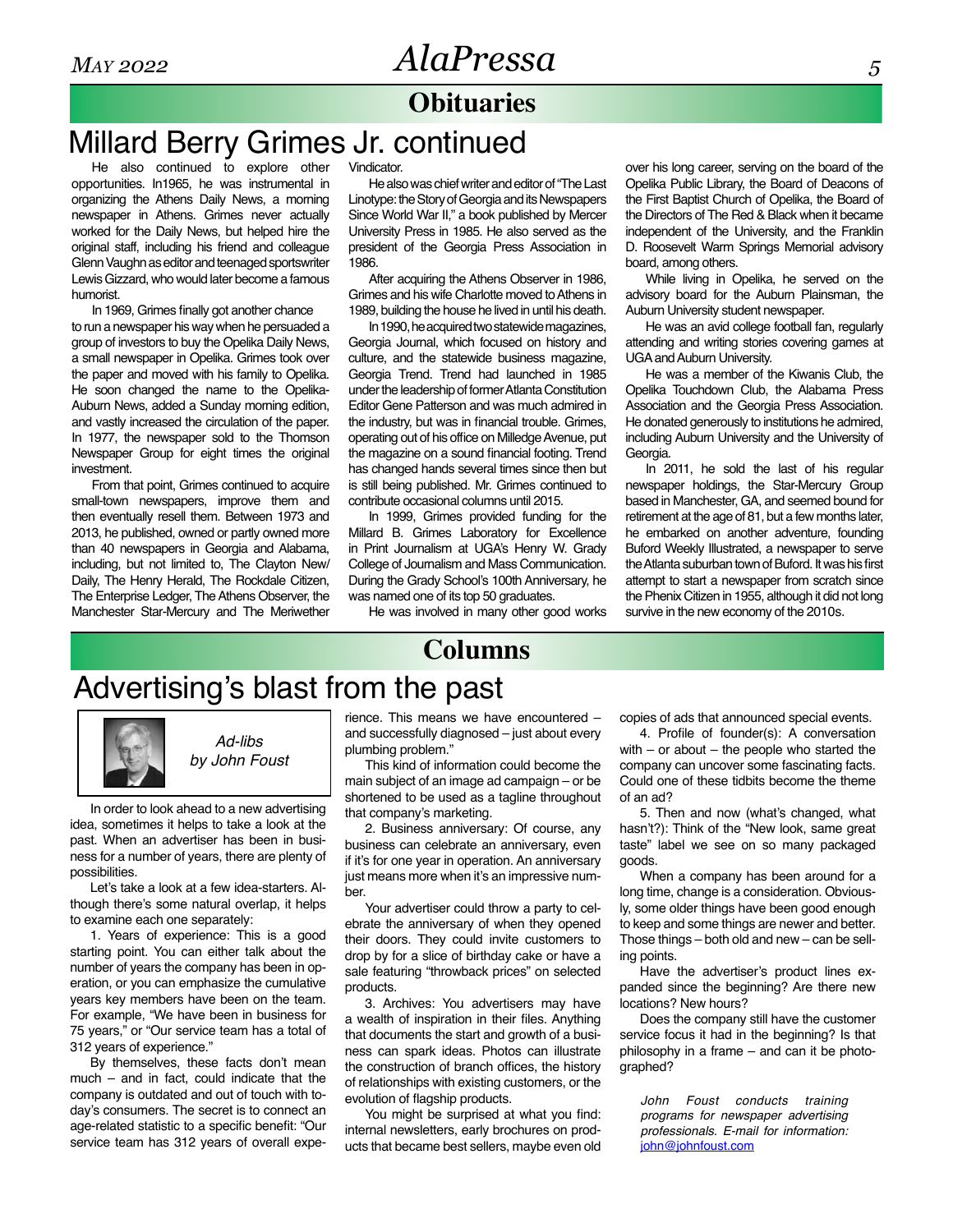## Obituaries

# Millard Berry Grimes Jr. continued

He also continued to explore other opportunities. In1965, he was instrumental in organizing the Athens Daily News, a morning newspaper in Athens. Grimes never actually worked for the Daily News, but helped hire the original staff, including his friend and colleague Glenn Vaughn as editor and teenaged sportswriter Lewis Gizzard, who would later become a famous humorist.

In 1969, Grimes finally got another chance to run a newspaper his way when he persuaded a group of investors to buy the Opelika Daily News, a small newspaper in Opelika. Grimes took over the paper and moved with his family to Opelika. He soon changed the name to the Opelika-Auburn News, added a Sunday morning edition, and vastly increased the circulation of the paper. In 1977, the newspaper sold to the Thomson Newspaper Group for eight times the original investment.

From that point, Grimes continued to acquire small-town newspapers, improve them and then eventually resell them. Between 1973 and 2013, he published, owned or partly owned more than 40 newspapers in Georgia and Alabama, including, but not limited to, The Clayton New/Daily, The Henry Herald, The Rockdale Citizen, The Enterprise Ledger, The Athens Observer, the Manchester Star-Mercury and The Meriwether Vindicator.

He also was chief writer and editor of "The Last Linotype: the Story of Georgia and its Newspapers Since World War II," a book published by Mercer University Press in 1985. He also served as the president of the Georgia Press Association in 1986.

After acquiring the Athens Observer in 1986, Grimes and his wife Charlotte moved to Athens in 1989, building the house he lived in until his death.

In 1990, he acquired two statewide magazines, Georgia Journal, which focused on history and culture, and the statewide business magazine, Georgia Trend. Trend had launched in 1985 under the leadership of former Atlanta Constitution Editor Gene Patterson and was much admired in the industry, but was in financial trouble. Grimes, operating out of his office on Milledge Avenue, put the magazine on a sound financial footing. Trend has changed hands several times since then but is still being published. Mr. Grimes continued to contribute occasional columns until 2015.

In 1999, Grimes provided funding for the Millard B. Grimes Laboratory for Excellence in Print Journalism at UGA's Henry W. Grady College of Journalism and Mass Communication. During the Grady School's 100th Anniversary, he was named one of its top 50 graduates.

He was involved in many other good works over his long career, serving on the board of the Opelika Public Library, the Board of Deacons of the First Baptist Church of Opelika, the Board of the Directors of The Red & Black when it became independent of the University, and the Franklin D. Roosevelt Warm Springs Memorial advisory board, among others.

While living in Opelika, he served on the advisory board for the Auburn Plainsman, the Auburn University student newspaper.

He was an avid college football fan, regularly attending and writing stories covering games at UGA and Auburn University.

He was a member of the Kiwanis Club, the Opelika Touchdown Club, the Alabama Press Association and the Georgia Press Association. He donated generously to institutions he admired, including Auburn University and the University of Georgia.

In 2011, he sold the last of his regular newspaper holdings, the Star-Mercury Group based in Manchester, GA, and seemed bound for retirement at the age of 81, but a few months later, he embarked on another adventure, founding Buford Weekly Illustrated, a newspaper to serve the Atlanta suburban town of Buford. It was his first attempt to start a newspaper from scratch since the Phenix Citizen in 1955, although it did not long survive in the new economy of the 2010s.

## Columns

# Advertising's blast from the past

*Ad-libs*
*by John Foust*

In order to look ahead to a new advertising idea, sometimes it helps to take a look at the past. When an advertiser has been in business for a number of years, there are plenty of possibilities.

Let's take a look at a few idea-starters. Although there's some natural overlap, it helps to examine each one separately:

1. Years of experience: This is a good starting point. You can either talk about the number of years the company has been in operation, or you can emphasize the cumulative years key members have been on the team. For example, "We have been in business for 75 years," or "Our service team has a total of 312 years of experience."

By themselves, these facts don't mean much – and in fact, could indicate that the company is outdated and out of touch with today's consumers. The secret is to connect an age-related statistic to a specific benefit: "Our service team has 312 years of overall experience. This means we have encountered – and successfully diagnosed – just about every plumbing problem."

This kind of information could become the main subject of an image ad campaign – or be shortened to be used as a tagline throughout that company's marketing.

2. Business anniversary: Of course, any business can celebrate an anniversary, even if it's for one year in operation. An anniversary just means more when it's an impressive number.

Your advertiser could throw a party to celebrate the anniversary of when they opened their doors. They could invite customers to drop by for a slice of birthday cake or have a sale featuring "throwback prices" on selected products.

3. Archives: You advertisers may have a wealth of inspiration in their files. Anything that documents the start and growth of a business can spark ideas. Photos can illustrate the construction of branch offices, the history of relationships with existing customers, or the evolution of flagship products.

You might be surprised at what you find: internal newsletters, early brochures on products that became best sellers, maybe even old copies of ads that announced special events.

4. Profile of founder(s): A conversation with – or about – the people who started the company can uncover some fascinating facts. Could one of these tidbits become the theme of an ad?

5. Then and now (what's changed, what hasn't?): Think of the "New look, same great taste" label we see on so many packaged goods.

When a company has been around for a long time, change is a consideration. Obviously, some older things have been good enough to keep and some things are newer and better. Those things – both old and new – can be selling points.

Have the advertiser's product lines expanded since the beginning? Are there new locations? New hours?

Does the company still have the customer service focus it had in the beginning? Is that philosophy in a frame – and can it be photographed?

*John Foust conducts training programs for newspaper advertising professionals. E-mail for information: john@johnfoust.com*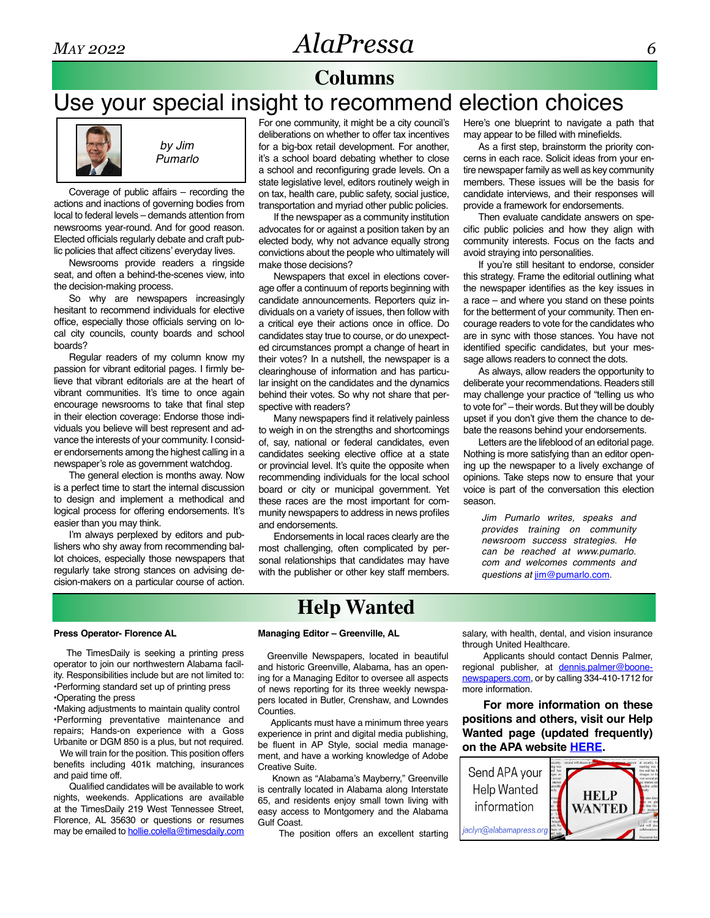## Columns

# Use your special insight to recommend election choices

*by Jim Pumarlo*

Coverage of public affairs – recording the actions and inactions of governing bodies from local to federal levels – demands attention from newsrooms year-round. And for good reason. Elected officials regularly debate and craft public policies that affect citizens' everyday lives.

Newsrooms provide readers a ringside seat, and often a behind-the-scenes view, into the decision-making process.

So why are newspapers increasingly hesitant to recommend individuals for elective office, especially those officials serving on local city councils, county boards and school boards?

Regular readers of my column know my passion for vibrant editorial pages. I firmly believe that vibrant editorials are at the heart of vibrant communities. It's time to once again encourage newsrooms to take that final step in their election coverage: Endorse those individuals you believe will best represent and advance the interests of your community. I consider endorsements among the highest calling in a newspaper's role as government watchdog.

The general election is months away. Now is a perfect time to start the internal discussion to design and implement a methodical and logical process for offering endorsements. It's easier than you may think.

I'm always perplexed by editors and publishers who shy away from recommending ballot choices, especially those newspapers that regularly take strong stances on advising decision-makers on a particular course of action. For one community, it might be a city council's deliberations on whether to offer tax incentives for a big-box retail development. For another, it's a school board debating whether to close a school and reconfiguring grade levels. On a state legislative level, editors routinely weigh in on tax, health care, public safety, social justice, transportation and myriad other public policies.

If the newspaper as a community institution advocates for or against a position taken by an elected body, why not advance equally strong convictions about the people who ultimately will make those decisions?

Newspapers that excel in elections coverage offer a continuum of reports beginning with candidate announcements. Reporters quiz individuals on a variety of issues, then follow with a critical eye their actions once in office. Do candidates stay true to course, or do unexpected circumstances prompt a change of heart in their votes? In a nutshell, the newspaper is a clearinghouse of information and has particular insight on the candidates and the dynamics behind their votes. So why not share that perspective with readers?

Many newspapers find it relatively painless to weigh in on the strengths and shortcomings of, say, national or federal candidates, even candidates seeking elective office at a state or provincial level. It's quite the opposite when recommending individuals for the local school board or city or municipal government. Yet these races are the most important for community newspapers to address in news profiles and endorsements.

Endorsements in local races clearly are the most challenging, often complicated by personal relationships that candidates may have with the publisher or other key staff members. Here's one blueprint to navigate a path that may appear to be filled with minefields.

As a first step, brainstorm the priority concerns in each race. Solicit ideas from your entire newspaper family as well as key community members. These issues will be the basis for candidate interviews, and their responses will provide a framework for endorsements.

Then evaluate candidate answers on specific public policies and how they align with community interests. Focus on the facts and avoid straying into personalities.

If you're still hesitant to endorse, consider this strategy. Frame the editorial outlining what the newspaper identifies as the key issues in a race – and where you stand on these points for the betterment of your community. Then encourage readers to vote for the candidates who are in sync with those stances. You have not identified specific candidates, but your message allows readers to connect the dots.

As always, allow readers the opportunity to deliberate your recommendations. Readers still may challenge your practice of "telling us who to vote for" – their words. But they will be doubly upset if you don't give them the chance to debate the reasons behind your endorsements.

Letters are the lifeblood of an editorial page. Nothing is more satisfying than an editor opening up the newspaper to a lively exchange of opinions. Take steps now to ensure that your voice is part of the conversation this election season.

*Jim Pumarlo writes, speaks and provides training on community newsroom success strategies. He can be reached at www.pumarlo.com and welcomes comments and questions at* jim@pumarlo.com.

## Help Wanted

**Press Operator- Florence AL**

The TimesDaily is seeking a printing press operator to join our northwestern Alabama facility. Responsibilities include but are not limited to:

- Performing standard set up of printing press
- Operating the press
- Making adjustments to maintain quality control
- Performing preventative maintenance and repairs; Hands-on experience with a Goss Urbanite or DGM 850 is a plus, but not required.

We will train for the position. This position offers benefits including 401k matching, insurances and paid time off.

Qualified candidates will be available to work nights, weekends. Applications are available at the TimesDaily 219 West Tennessee Street, Florence, AL 35630 or questions or resumes may be emailed to hollie.colella@timesdaily.com

**Managing Editor – Greenville, AL**

Greenville Newspapers, located in beautiful and historic Greenville, Alabama, has an opening for a Managing Editor to oversee all aspects of news reporting for its three weekly newspapers located in Butler, Crenshaw, and Lowndes Counties.

Applicants must have a minimum three years experience in print and digital media publishing, be fluent in AP Style, social media management, and have a working knowledge of Adobe Creative Suite.

Known as "Alabama's Mayberry," Greenville is centrally located in Alabama along Interstate 65, and residents enjoy small town living with easy access to Montgomery and the Alabama Gulf Coast.

The position offers an excellent starting salary, with health, dental, and vision insurance through United Healthcare.

Applicants should contact Dennis Palmer, regional publisher, at dennis.palmer@boone-newspapers.com, or by calling 334-410-1712 for more information.

**For more information on these positions and others, visit our Help Wanted page (updated frequently) on the APA website HERE.**

Send APA your Help Wanted information

jaclyn@alabamapress.org